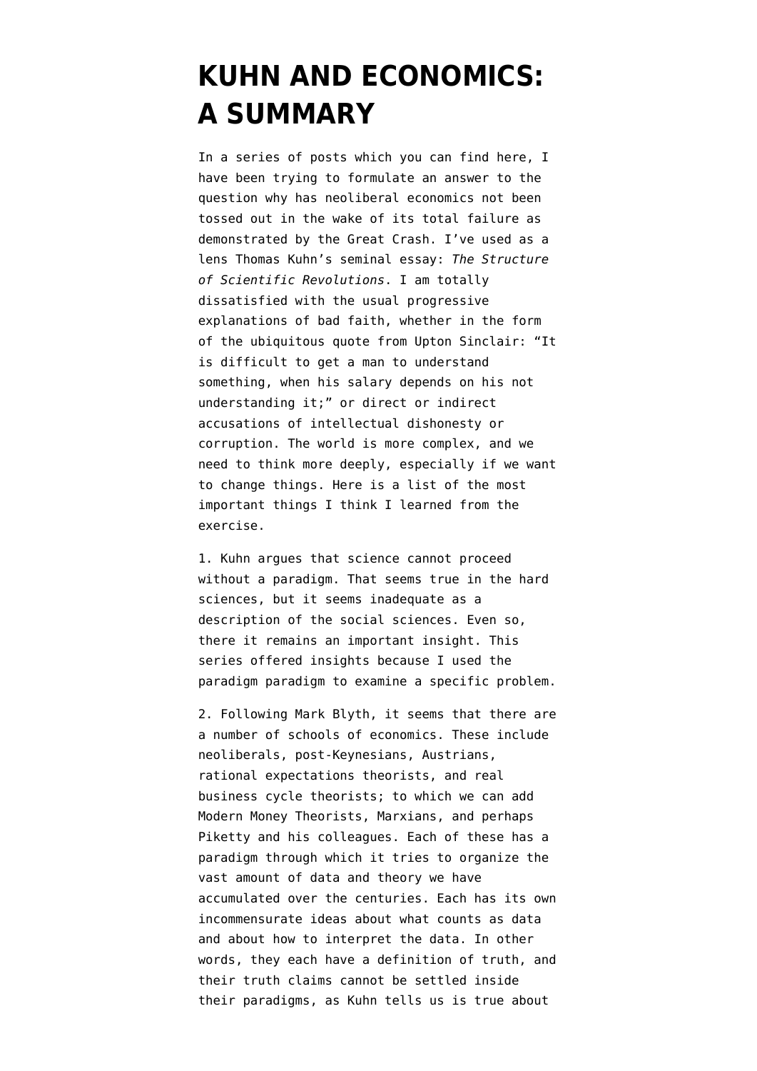# KUHN AND ECONOMICS: A SUMMARY

In a series of posts which you can find here, I have been trying to formulate an answer to the question why has neoliberal economics not been tossed out in the wake of its total failure as demonstrated by the Great Crash. I've used as a lens Thomas Kuhn's seminal essay: *The Structure of Scientific Revolutions*. I am totally dissatisfied with the usual progressive explanations of bad faith, whether in the form of the ubiquitous quote from Upton Sinclair: "It is difficult to get a man to understand something, when his salary depends on his not understanding it;" or direct or indirect accusations of intellectual dishonesty or corruption. The world is more complex, and we need to think more deeply, especially if we want to change things. Here is a list of the most important things I think I learned from the exercise.

1. Kuhn argues that science cannot proceed without a paradigm. That seems true in the hard sciences, but it seems inadequate as a description of the social sciences. Even so, there it remains an important insight. This series offered insights because I used the paradigm paradigm to examine a specific problem.

2. Following Mark Blyth, it seems that there are a number of schools of economics. These include neoliberals, post-Keynesians, Austrians, rational expectations theorists, and real business cycle theorists; to which we can add Modern Money Theorists, Marxians, and perhaps Piketty and his colleagues. Each of these has a paradigm through which it tries to organize the vast amount of data and theory we have accumulated over the centuries. Each has its own incommensurate ideas about what counts as data and about how to interpret the data. In other words, they each have a definition of truth, and their truth claims cannot be settled inside their paradigms, as Kuhn tells us is true about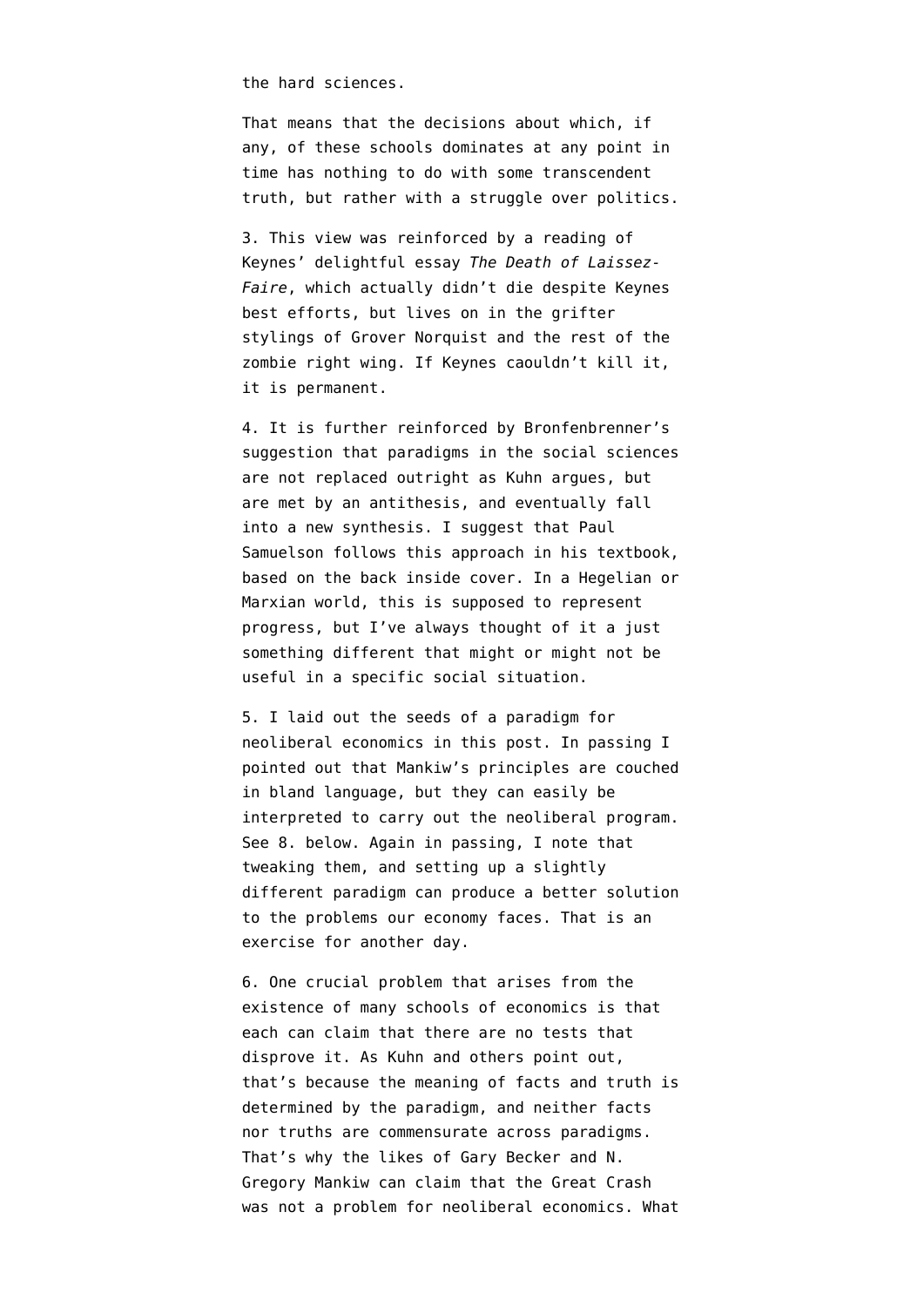the hard sciences.

That means that the decisions about which, if any, of these schools dominates at any point in time has nothing to do with some transcendent truth, but rather with a struggle over politics.

3. This view was reinforced by a reading of Keynes' delightful essay *The Death of Laissez-Faire*, which actually didn't die despite Keynes best efforts, but lives on in the grifter stylings of Grover Norquist and the rest of the zombie right wing. If Keynes caouldn't kill it, it is permanent.

4. It is further reinforced by Bronfenbrenner's suggestion that paradigms in the social sciences are not replaced outright as Kuhn argues, but are met by an antithesis, and eventually fall into a new synthesis. I suggest that Paul Samuelson follows this approach in his textbook, based on the back inside cover. In a Hegelian or Marxian world, this is supposed to represent progress, but I've always thought of it a just something different that might or might not be useful in a specific social situation.

5. I laid out the seeds of a paradigm for neoliberal economics in this post. In passing I pointed out that Mankiw's principles are couched in bland language, but they can easily be interpreted to carry out the neoliberal program. See 8. below. Again in passing, I note that tweaking them, and setting up a slightly different paradigm can produce a better solution to the problems our economy faces. That is an exercise for another day.

6. One crucial problem that arises from the existence of many schools of economics is that each can claim that there are no tests that disprove it. As Kuhn and others point out, that's because the meaning of facts and truth is determined by the paradigm, and neither facts nor truths are commensurate across paradigms. That's why the likes of Gary Becker and N. Gregory Mankiw can claim that the Great Crash was not a problem for neoliberal economics. What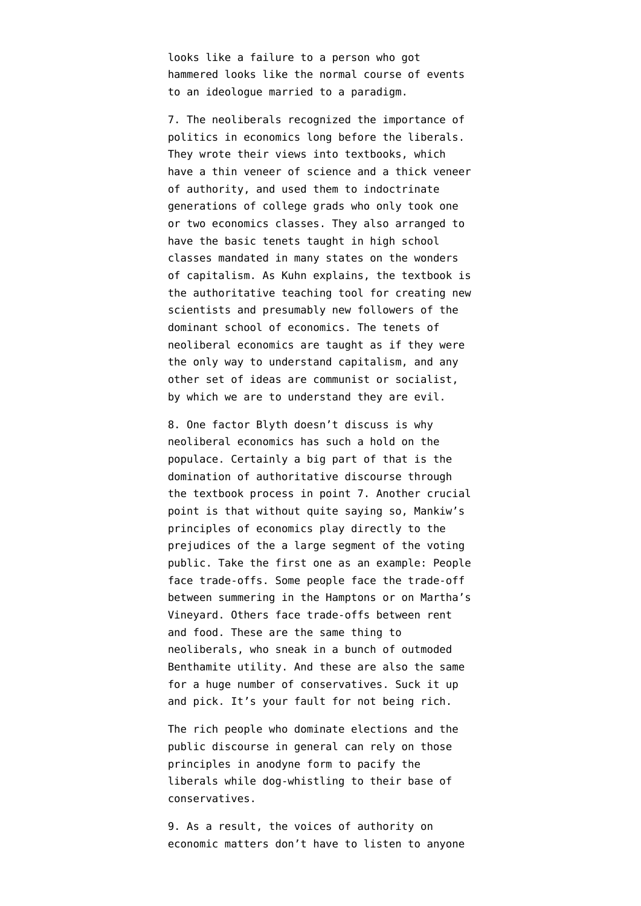looks like a failure to a person who got hammered looks like the normal course of events to an ideologue married to a paradigm.

7. The neoliberals recognized the importance of politics in economics long before the liberals. They wrote their views into textbooks, which have a thin veneer of science and a thick veneer of authority, and used them to indoctrinate generations of college grads who only took one or two economics classes. They also arranged to have the basic tenets taught in high school classes mandated in many states on the wonders of capitalism. As Kuhn explains, the textbook is the authoritative teaching tool for creating new scientists and presumably new followers of the dominant school of economics. The tenets of neoliberal economics are taught as if they were the only way to understand capitalism, and any other set of ideas are communist or socialist, by which we are to understand they are evil.

8. One factor Blyth doesn't discuss is why neoliberal economics has such a hold on the populace. Certainly a big part of that is the domination of authoritative discourse through the textbook process in point 7. Another crucial point is that without quite saying so, Mankiw's principles of economics play directly to the prejudices of the a large segment of the voting public. Take the first one as an example: People face trade-offs. Some people face the trade-off between summering in the Hamptons or on Martha's Vineyard. Others face trade-offs between rent and food. These are the same thing to neoliberals, who sneak in a bunch of outmoded Benthamite utility. And these are also the same for a huge number of conservatives. Suck it up and pick. It's your fault for not being rich.

The rich people who dominate elections and the public discourse in general can rely on those principles in anodyne form to pacify the liberals while dog-whistling to their base of conservatives.

9. As a result, the voices of authority on economic matters don't have to listen to anyone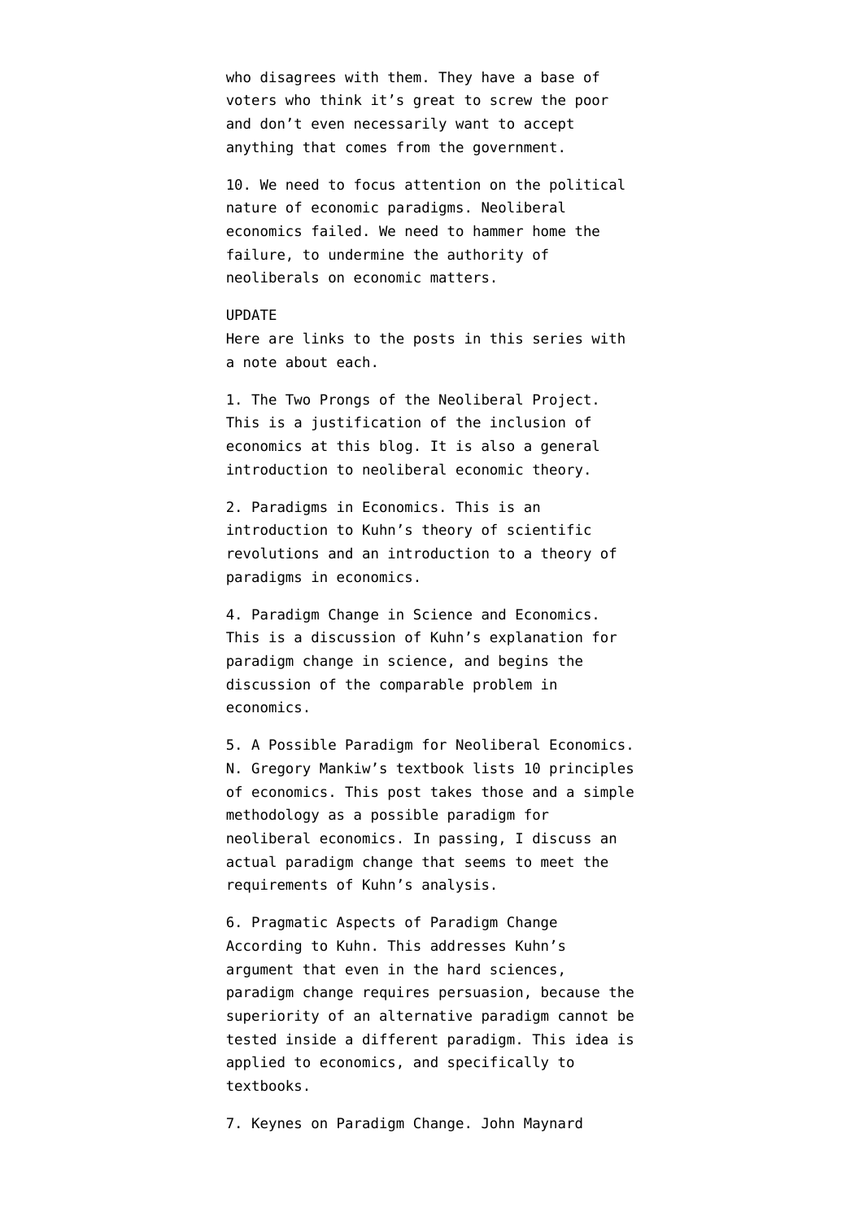who disagrees with them. They have a base of voters who think it's great to screw the poor and don't even necessarily want to accept anything that comes from the government.

10. We need to focus attention on the political nature of economic paradigms. Neoliberal economics failed. We need to hammer home the failure, to undermine the authority of neoliberals on economic matters.

UPDATE

Here are links to the posts in this series with a note about each.

1. The Two Prongs of the Neoliberal Project. This is a justification of the inclusion of economics at this blog. It is also a general introduction to neoliberal economic theory.

2. Paradigms in Economics. This is an introduction to Kuhn's theory of scientific revolutions and an introduction to a theory of paradigms in economics.

4. Paradigm Change in Science and Economics. This is a discussion of Kuhn's explanation for paradigm change in science, and begins the discussion of the comparable problem in economics.

5. A Possible Paradigm for Neoliberal Economics. N. Gregory Mankiw's textbook lists 10 principles of economics. This post takes those and a simple methodology as a possible paradigm for neoliberal economics. In passing, I discuss an actual paradigm change that seems to meet the requirements of Kuhn's analysis.

6. Pragmatic Aspects of Paradigm Change According to Kuhn. This addresses Kuhn's argument that even in the hard sciences, paradigm change requires persuasion, because the superiority of an alternative paradigm cannot be tested inside a different paradigm. This idea is applied to economics, and specifically to textbooks.

7. Keynes on Paradigm Change. John Maynard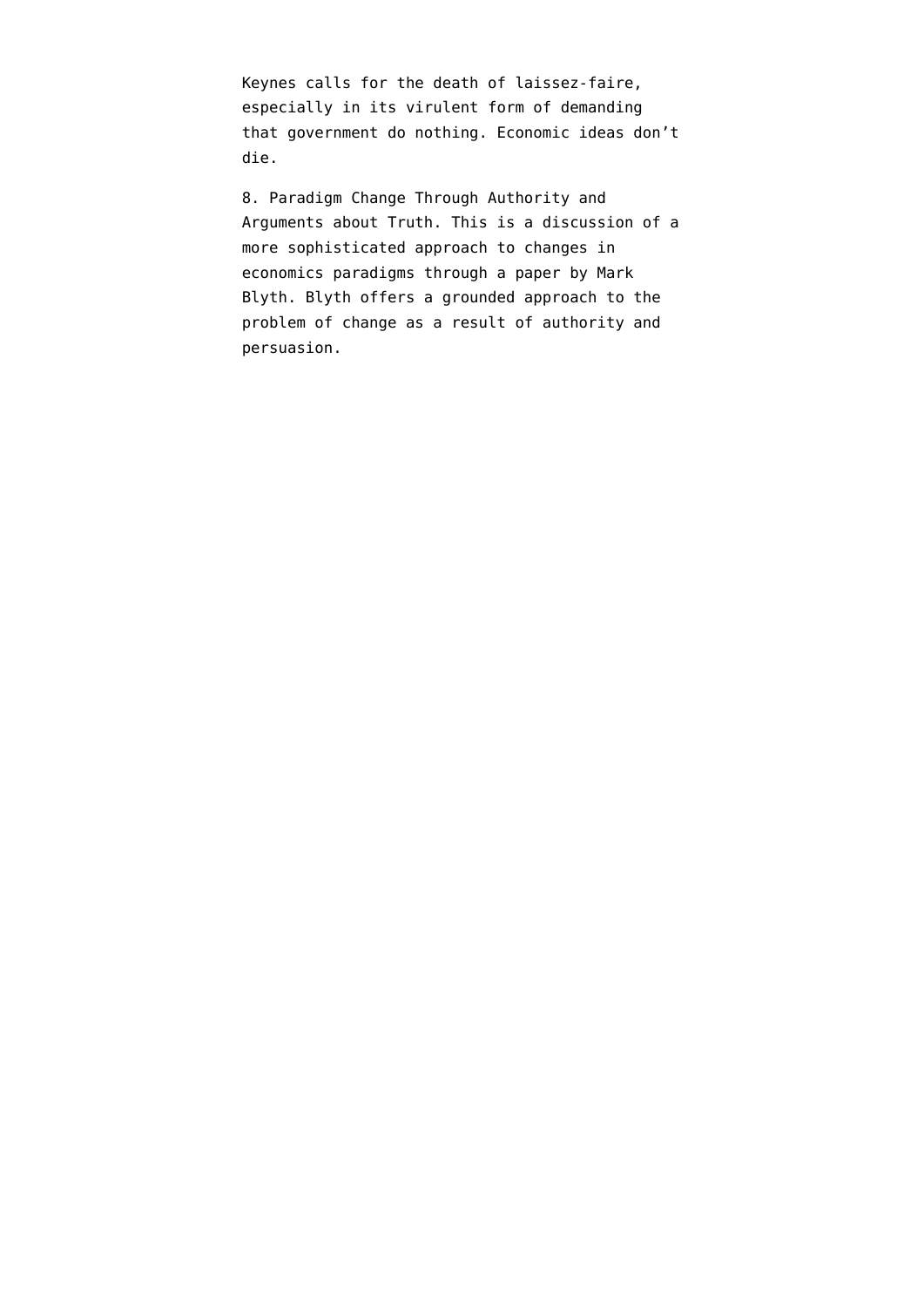Keynes calls for the death of laissez-faire, especially in its virulent form of demanding that government do nothing. Economic ideas don't die.

8. Paradigm Change Through Authority and Arguments about Truth. This is a discussion of a more sophisticated approach to changes in economics paradigms through a paper by Mark Blyth. Blyth offers a grounded approach to the problem of change as a result of authority and persuasion.